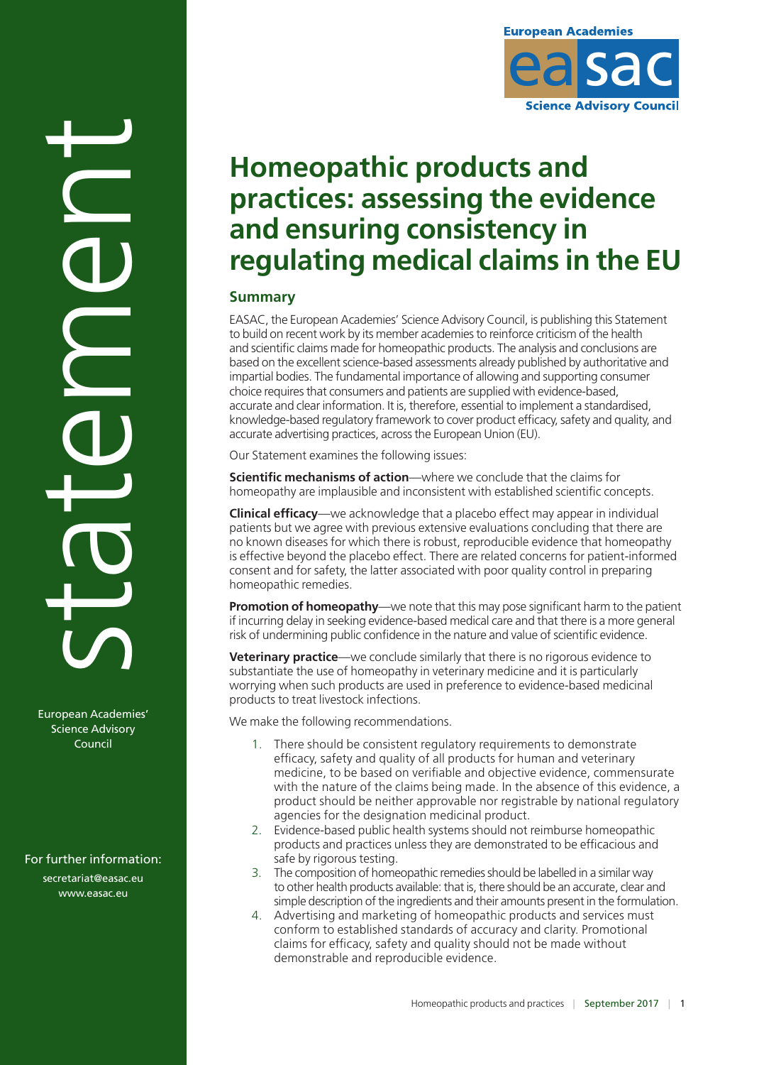# Homeopathic products and practices: assessing the evidence and ensuring consistency in regulating medical claims in the EU

## Summary

EASAC, the European Academies' Science Advisory Council, is publishing this Statement to build on recent work by its member academies to reinforce criticism of the health and scientific claims made for homeopathic products. The analysis and conclusions are based on the excellent science-based assessments already published by authoritative and impartial bodies. The fundamental importance of allowing and supporting consumer choice requires that consumers and patients are supplied with evidence-based, accurate and clear information. It is, therefore, essential to implement a standardised, knowledge-based regulatory framework to cover product efficacy, safety and quality, and accurate advertising practices, across the European Union (EU).

Our Statement examines the following issues:

**Scientific mechanisms of action**—where we conclude that the claims for homeopathy are implausible and inconsistent with established scientific concepts.

**Clinical efficacy**—we acknowledge that a placebo effect may appear in individual patients but we agree with previous extensive evaluations concluding that there are no known diseases for which there is robust, reproducible evidence that homeopathy is effective beyond the placebo effect. There are related concerns for patient-informed consent and for safety, the latter associated with poor quality control in preparing homeopathic remedies.

**Promotion of homeopathy**—we note that this may pose significant harm to the patient if incurring delay in seeking evidence-based medical care and that there is a more general risk of undermining public confidence in the nature and value of scientific evidence.

**Veterinary practice**—we conclude similarly that there is no rigorous evidence to substantiate the use of homeopathy in veterinary medicine and it is particularly worrying when such products are used in preference to evidence-based medicinal products to treat livestock infections.

We make the following recommendations.

1. There should be consistent regulatory requirements to demonstrate efficacy, safety and quality of all products for human and veterinary medicine, to be based on verifiable and objective evidence, commensurate with the nature of the claims being made. In the absence of this evidence, a product should be neither approvable nor registrable by national regulatory agencies for the designation medicinal product.
2. Evidence-based public health systems should not reimburse homeopathic products and practices unless they are demonstrated to be efficacious and safe by rigorous testing.
3. The composition of homeopathic remedies should be labelled in a similar way to other health products available: that is, there should be an accurate, clear and simple description of the ingredients and their amounts present in the formulation.
4. Advertising and marketing of homeopathic products and services must conform to established standards of accuracy and clarity. Promotional claims for efficacy, safety and quality should not be made without demonstrable and reproducible evidence.

For further information:
secretariat@easac.eu
www.easac.eu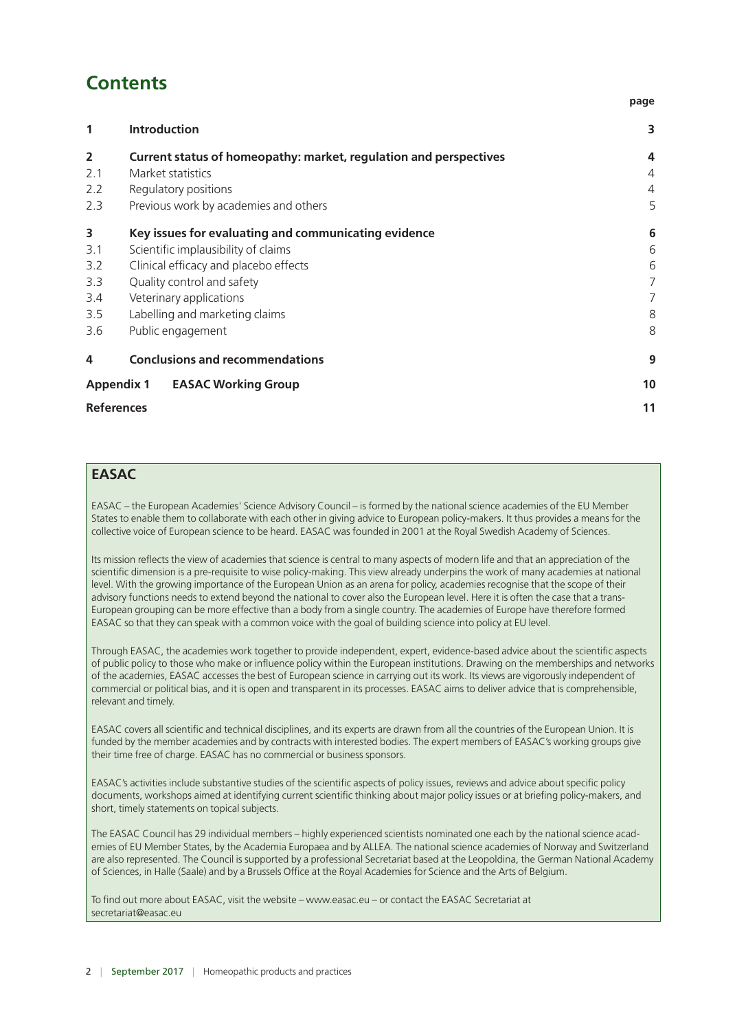# Contents

| | | page |
|---|---|---|
| **1** | **Introduction** | **3** |
| **2** | **Current status of homeopathy: market, regulation and perspectives** | **4** |
| 2.1 | Market statistics | 4 |
| 2.2 | Regulatory positions | 4 |
| 2.3 | Previous work by academies and others | 5 |
| **3** | **Key issues for evaluating and communicating evidence** | **6** |
| 3.1 | Scientific implausibility of claims | 6 |
| 3.2 | Clinical efficacy and placebo effects | 6 |
| 3.3 | Quality control and safety | 7 |
| 3.4 | Veterinary applications | 7 |
| 3.5 | Labelling and marketing claims | 8 |
| 3.6 | Public engagement | 8 |
| **4** | **Conclusions and recommendations** | **9** |
| **Appendix 1** | **EASAC Working Group** | **10** |
| **References** | | **11** |

## EASAC

EASAC – the European Academies' Science Advisory Council – is formed by the national science academies of the EU Member States to enable them to collaborate with each other in giving advice to European policy-makers. It thus provides a means for the collective voice of European science to be heard. EASAC was founded in 2001 at the Royal Swedish Academy of Sciences.

Its mission reflects the view of academies that science is central to many aspects of modern life and that an appreciation of the scientific dimension is a pre-requisite to wise policy-making. This view already underpins the work of many academies at national level. With the growing importance of the European Union as an arena for policy, academies recognise that the scope of their advisory functions needs to extend beyond the national to cover also the European level. Here it is often the case that a trans-European grouping can be more effective than a body from a single country. The academies of Europe have therefore formed EASAC so that they can speak with a common voice with the goal of building science into policy at EU level.

Through EASAC, the academies work together to provide independent, expert, evidence-based advice about the scientific aspects of public policy to those who make or influence policy within the European institutions. Drawing on the memberships and networks of the academies, EASAC accesses the best of European science in carrying out its work. Its views are vigorously independent of commercial or political bias, and it is open and transparent in its processes. EASAC aims to deliver advice that is comprehensible, relevant and timely.

EASAC covers all scientific and technical disciplines, and its experts are drawn from all the countries of the European Union. It is funded by the member academies and by contracts with interested bodies. The expert members of EASAC's working groups give their time free of charge. EASAC has no commercial or business sponsors.

EASAC's activities include substantive studies of the scientific aspects of policy issues, reviews and advice about specific policy documents, workshops aimed at identifying current scientific thinking about major policy issues or at briefing policy-makers, and short, timely statements on topical subjects.

The EASAC Council has 29 individual members – highly experienced scientists nominated one each by the national science academies of EU Member States, by the Academia Europaea and by ALLEA. The national science academies of Norway and Switzerland are also represented. The Council is supported by a professional Secretariat based at the Leopoldina, the German National Academy of Sciences, in Halle (Saale) and by a Brussels Office at the Royal Academies for Science and the Arts of Belgium.

To find out more about EASAC, visit the website – www.easac.eu – or contact the EASAC Secretariat at secretariat@easac.eu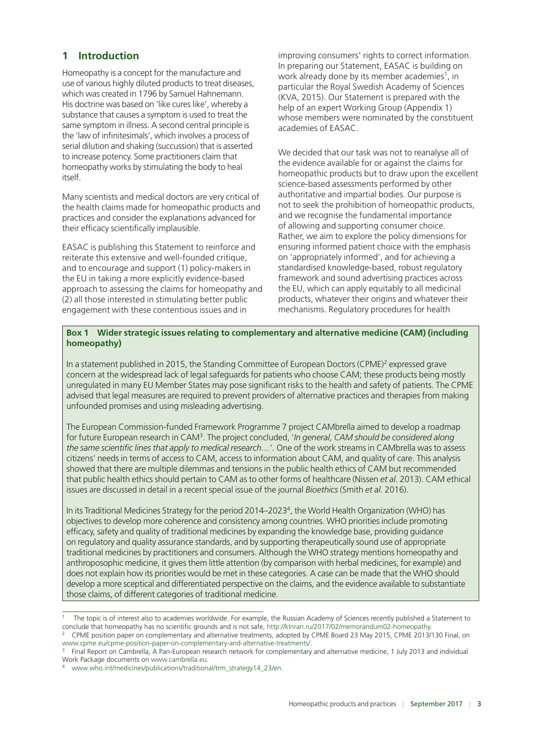## 1 Introduction

Homeopathy is a concept for the manufacture and use of various highly diluted products to treat diseases, which was created in 1796 by Samuel Hahnemann. His doctrine was based on 'like cures like', whereby a substance that causes a symptom is used to treat the same symptom in illness. A second central principle is the 'law of infinitesimals', which involves a process of serial dilution and shaking (succussion) that is asserted to increase potency. Some practitioners claim that homeopathy works by stimulating the body to heal itself.

Many scientists and medical doctors are very critical of the health claims made for homeopathic products and practices and consider the explanations advanced for their efficacy scientifically implausible.

EASAC is publishing this Statement to reinforce and reiterate this extensive and well-founded critique, and to encourage and support (1) policy-makers in the EU in taking a more explicitly evidence-based approach to assessing the claims for homeopathy and (2) all those interested in stimulating better public engagement with these contentious issues and in improving consumers' rights to correct information. In preparing our Statement, EASAC is building on work already done by its member academies[1], in particular the Royal Swedish Academy of Sciences (KVA, 2015). Our Statement is prepared with the help of an expert Working Group (Appendix 1) whose members were nominated by the constituent academies of EASAC.

We decided that our task was not to reanalyse all of the evidence available for or against the claims for homeopathic products but to draw upon the excellent science-based assessments performed by other authoritative and impartial bodies. Our purpose is not to seek the prohibition of homeopathic products, and we recognise the fundamental importance of allowing and supporting consumer choice. Rather, we aim to explore the policy dimensions for ensuring informed patient choice with the emphasis on 'appropriately informed', and for achieving a standardised knowledge-based, robust regulatory framework and sound advertising practices across the EU, which can apply equitably to all medicinal products, whatever their origins and whatever their mechanisms. Regulatory procedures for health

**Box 1 Wider strategic issues relating to complementary and alternative medicine (CAM) (including homeopathy)**

In a statement published in 2015, the Standing Committee of European Doctors (CPME)[2] expressed grave concern at the widespread lack of legal safeguards for patients who choose CAM; these products being mostly unregulated in many EU Member States may pose significant risks to the health and safety of patients. The CPME advised that legal measures are required to prevent providers of alternative practices and therapies from making unfounded promises and using misleading advertising.

The European Commission-funded Framework Programme 7 project CAMbrella aimed to develop a roadmap for future European research in CAM[3]. The project concluded, '*In general, CAM should be considered along the same scientific lines that apply to medical research…*'. One of the work streams in CAMbrella was to assess citizens' needs in terms of access to CAM, access to information about CAM, and quality of care. This analysis showed that there are multiple dilemmas and tensions in the public health ethics of CAM but recommended that public health ethics should pertain to CAM as to other forms of healthcare (Nissen *et al.* 2013). CAM ethical issues are discussed in detail in a recent special issue of the journal *Bioethics* (Smith *et al.* 2016).

In its Traditional Medicines Strategy for the period 2014–2023[4], the World Health Organization (WHO) has objectives to develop more coherence and consistency among countries. WHO priorities include promoting efficacy, safety and quality of traditional medicines by expanding the knowledge base, providing guidance on regulatory and quality assurance standards, and by supporting therapeutically sound use of appropriate traditional medicines by practitioners and consumers. Although the WHO strategy mentions homeopathy and anthroposophic medicine, it gives them little attention (by comparison with herbal medicines, for example) and does not explain how its priorities would be met in these categories. A case can be made that the WHO should develop a more sceptical and differentiated perspective on the claims, and the evidence available to substantiate those claims, of different categories of traditional medicine.

---

[1] The topic is of interest also to academies worldwide. For example, the Russian Academy of Sciences recently published a Statement to conclude that homeopathy has no scientific grounds and is not safe, http://klnran.ru/2017/02/memorandum02-homeopathy.

[2] CPME position paper on complementary and alternative treatments, adopted by CPME Board 23 May 2015, CPME 2013/130 Final, on www.cpme.eu/cpme-position-paper-on-complementary-and-alternative-treatments/.

[3] Final Report on Cambrella, A Pan-European research network for complementary and alternative medicine, 1 July 2013 and individual Work Package documents on www.cambrella.eu.

[4] www.who.int/medicines/publications/traditional/trm_strategy14_23/en.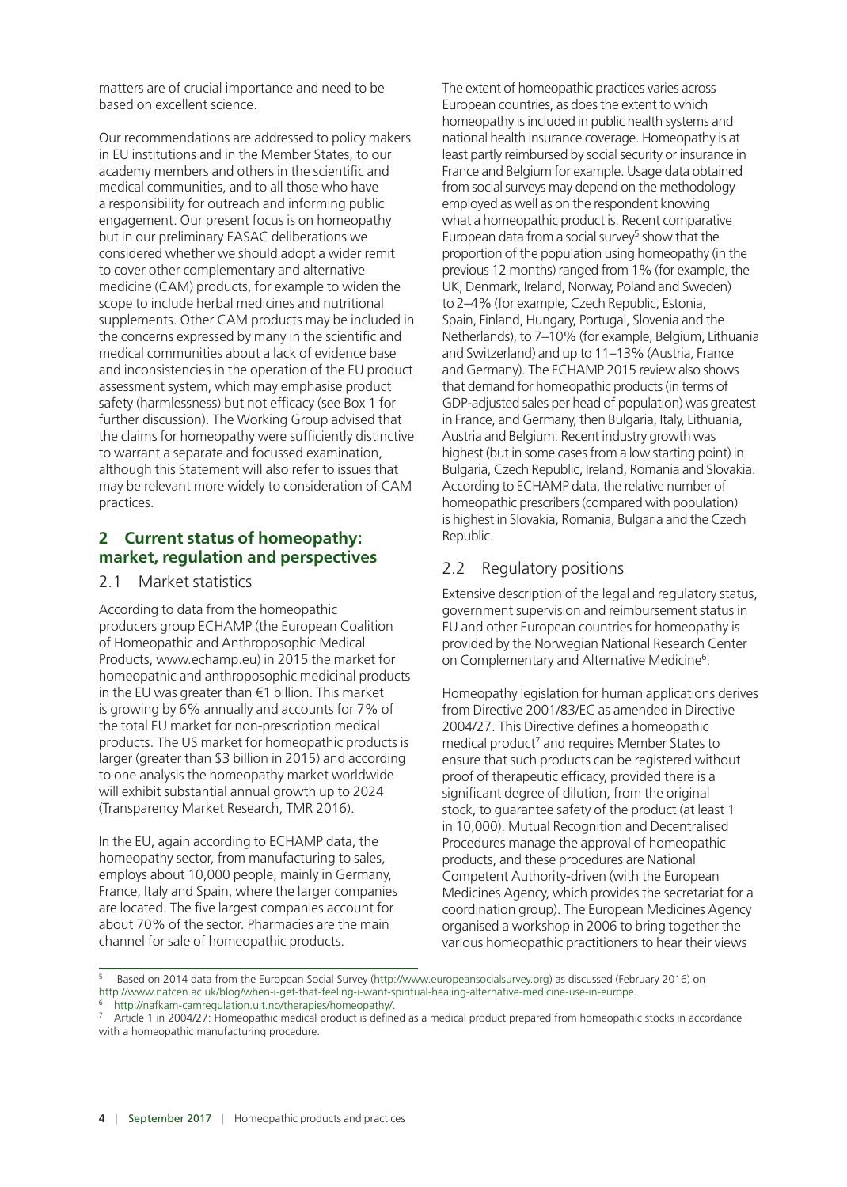matters are of crucial importance and need to be based on excellent science.

Our recommendations are addressed to policy makers in EU institutions and in the Member States, to our academy members and others in the scientific and medical communities, and to all those who have a responsibility for outreach and informing public engagement. Our present focus is on homeopathy but in our preliminary EASAC deliberations we considered whether we should adopt a wider remit to cover other complementary and alternative medicine (CAM) products, for example to widen the scope to include herbal medicines and nutritional supplements. Other CAM products may be included in the concerns expressed by many in the scientific and medical communities about a lack of evidence base and inconsistencies in the operation of the EU product assessment system, which may emphasise product safety (harmlessness) but not efficacy (see Box 1 for further discussion). The Working Group advised that the claims for homeopathy were sufficiently distinctive to warrant a separate and focussed examination, although this Statement will also refer to issues that may be relevant more widely to consideration of CAM practices.

## 2 Current status of homeopathy: market, regulation and perspectives

### 2.1 Market statistics

According to data from the homeopathic producers group ECHAMP (the European Coalition of Homeopathic and Anthroposophic Medical Products, www.echamp.eu) in 2015 the market for homeopathic and anthroposophic medicinal products in the EU was greater than €1 billion. This market is growing by 6% annually and accounts for 7% of the total EU market for non-prescription medical products. The US market for homeopathic products is larger (greater than $3 billion in 2015) and according to one analysis the homeopathy market worldwide will exhibit substantial annual growth up to 2024 (Transparency Market Research, TMR 2016).

In the EU, again according to ECHAMP data, the homeopathy sector, from manufacturing to sales, employs about 10,000 people, mainly in Germany, France, Italy and Spain, where the larger companies are located. The five largest companies account for about 70% of the sector. Pharmacies are the main channel for sale of homeopathic products.

The extent of homeopathic practices varies across European countries, as does the extent to which homeopathy is included in public health systems and national health insurance coverage. Homeopathy is at least partly reimbursed by social security or insurance in France and Belgium for example. Usage data obtained from social surveys may depend on the methodology employed as well as on the respondent knowing what a homeopathic product is. Recent comparative European data from a social survey[5] show that the proportion of the population using homeopathy (in the previous 12 months) ranged from 1% (for example, the UK, Denmark, Ireland, Norway, Poland and Sweden) to 2–4% (for example, Czech Republic, Estonia, Spain, Finland, Hungary, Portugal, Slovenia and the Netherlands), to 7–10% (for example, Belgium, Lithuania and Switzerland) and up to 11–13% (Austria, France and Germany). The ECHAMP 2015 review also shows that demand for homeopathic products (in terms of GDP-adjusted sales per head of population) was greatest in France, and Germany, then Bulgaria, Italy, Lithuania, Austria and Belgium. Recent industry growth was highest (but in some cases from a low starting point) in Bulgaria, Czech Republic, Ireland, Romania and Slovakia. According to ECHAMP data, the relative number of homeopathic prescribers (compared with population) is highest in Slovakia, Romania, Bulgaria and the Czech Republic.

### 2.2 Regulatory positions

Extensive description of the legal and regulatory status, government supervision and reimbursement status in EU and other European countries for homeopathy is provided by the Norwegian National Research Center on Complementary and Alternative Medicine[6].

Homeopathy legislation for human applications derives from Directive 2001/83/EC as amended in Directive 2004/27. This Directive defines a homeopathic medical product[7] and requires Member States to ensure that such products can be registered without proof of therapeutic efficacy, provided there is a significant degree of dilution, from the original stock, to guarantee safety of the product (at least 1 in 10,000). Mutual Recognition and Decentralised Procedures manage the approval of homeopathic products, and these procedures are National Competent Authority-driven (with the European Medicines Agency, which provides the secretariat for a coordination group). The European Medicines Agency organised a workshop in 2006 to bring together the various homeopathic practitioners to hear their views

---

[5] Based on 2014 data from the European Social Survey (http://www.europeansocialsurvey.org) as discussed (February 2016) on http://www.natcen.ac.uk/blog/when-i-get-that-feeling-i-want-spiritual-healing-alternative-medicine-use-in-europe.

[6] http://nafkam-camregulation.uit.no/therapies/homeopathy/.

[7] Article 1 in 2004/27: Homeopathic medical product is defined as a medical product prepared from homeopathic stocks in accordance with a homeopathic manufacturing procedure.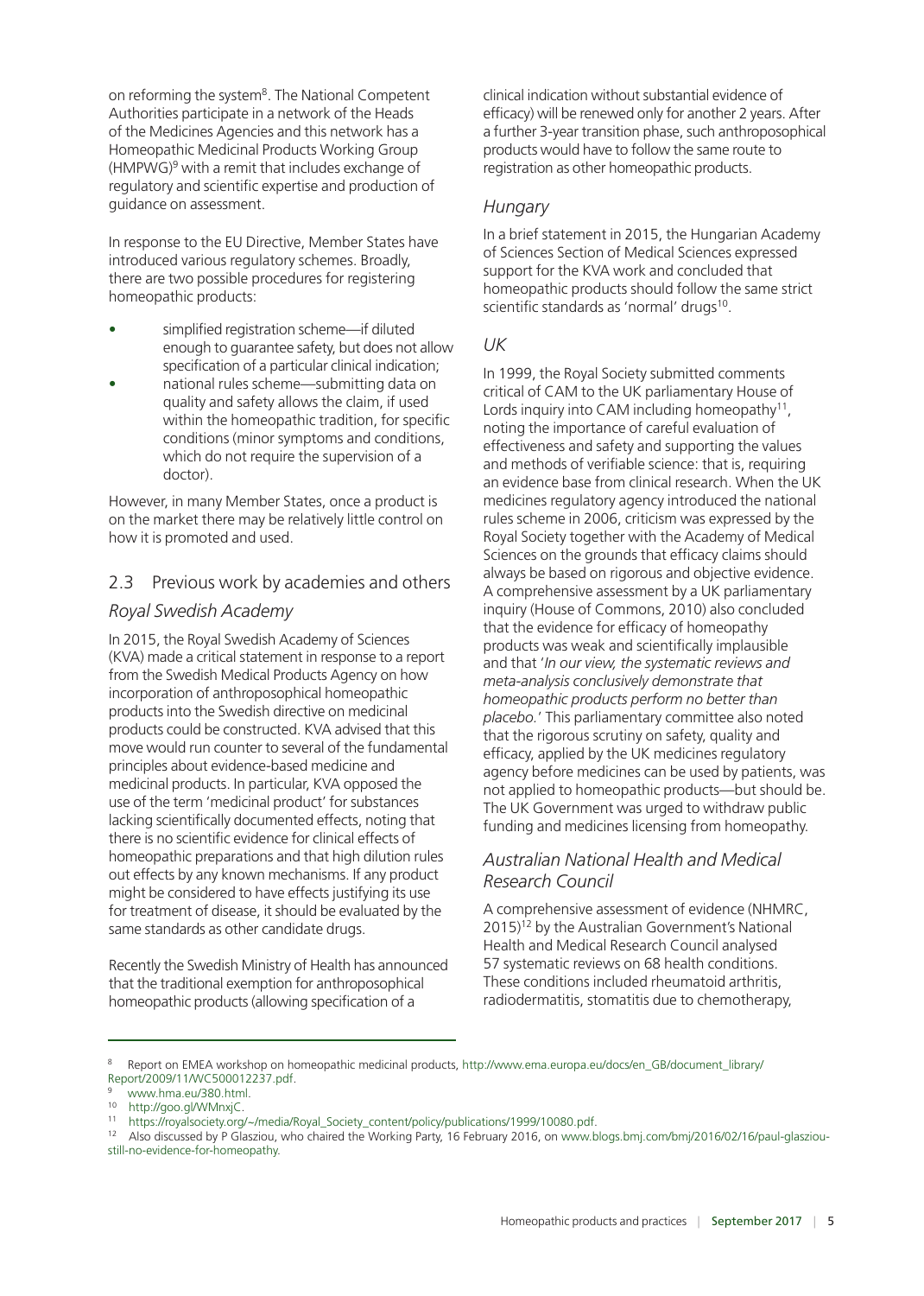on reforming the system[8]. The National Competent Authorities participate in a network of the Heads of the Medicines Agencies and this network has a Homeopathic Medicinal Products Working Group (HMPWG)[9] with a remit that includes exchange of regulatory and scientific expertise and production of guidance on assessment.

In response to the EU Directive, Member States have introduced various regulatory schemes. Broadly, there are two possible procedures for registering homeopathic products:

- simplified registration scheme—if diluted enough to guarantee safety, but does not allow specification of a particular clinical indication;
- national rules scheme—submitting data on quality and safety allows the claim, if used within the homeopathic tradition, for specific conditions (minor symptoms and conditions, which do not require the supervision of a doctor).

However, in many Member States, once a product is on the market there may be relatively little control on how it is promoted and used.

## 2.3 Previous work by academies and others

### *Royal Swedish Academy*

In 2015, the Royal Swedish Academy of Sciences (KVA) made a critical statement in response to a report from the Swedish Medical Products Agency on how incorporation of anthroposophical homeopathic products into the Swedish directive on medicinal products could be constructed. KVA advised that this move would run counter to several of the fundamental principles about evidence-based medicine and medicinal products. In particular, KVA opposed the use of the term 'medicinal product' for substances lacking scientifically documented effects, noting that there is no scientific evidence for clinical effects of homeopathic preparations and that high dilution rules out effects by any known mechanisms. If any product might be considered to have effects justifying its use for treatment of disease, it should be evaluated by the same standards as other candidate drugs.

Recently the Swedish Ministry of Health has announced that the traditional exemption for anthroposophical homeopathic products (allowing specification of a clinical indication without substantial evidence of efficacy) will be renewed only for another 2 years. After a further 3-year transition phase, such anthroposophical products would have to follow the same route to registration as other homeopathic products.

### *Hungary*

In a brief statement in 2015, the Hungarian Academy of Sciences Section of Medical Sciences expressed support for the KVA work and concluded that homeopathic products should follow the same strict scientific standards as 'normal' drugs[10].

### *UK*

In 1999, the Royal Society submitted comments critical of CAM to the UK parliamentary House of Lords inquiry into CAM including homeopathy[11], noting the importance of careful evaluation of effectiveness and safety and supporting the values and methods of verifiable science: that is, requiring an evidence base from clinical research. When the UK medicines regulatory agency introduced the national rules scheme in 2006, criticism was expressed by the Royal Society together with the Academy of Medical Sciences on the grounds that efficacy claims should always be based on rigorous and objective evidence. A comprehensive assessment by a UK parliamentary inquiry (House of Commons, 2010) also concluded that the evidence for efficacy of homeopathy products was weak and scientifically implausible and that '*In our view, the systematic reviews and meta-analysis conclusively demonstrate that homeopathic products perform no better than placebo.*' This parliamentary committee also noted that the rigorous scrutiny on safety, quality and efficacy, applied by the UK medicines regulatory agency before medicines can be used by patients, was not applied to homeopathic products—but should be. The UK Government was urged to withdraw public funding and medicines licensing from homeopathy.

### *Australian National Health and Medical Research Council*

A comprehensive assessment of evidence (NHMRC, 2015)[12] by the Australian Government's National Health and Medical Research Council analysed 57 systematic reviews on 68 health conditions. These conditions included rheumatoid arthritis, radiodermatitis, stomatitis due to chemotherapy,

---

[8] Report on EMEA workshop on homeopathic medicinal products, http://www.ema.europa.eu/docs/en_GB/document_library/Report/2009/11/WC500012237.pdf.

[9] www.hma.eu/380.html.

[10] http://goo.gl/WMnxjC.

[11] https://royalsociety.org/~/media/Royal_Society_content/policy/publications/1999/10080.pdf.

[12] Also discussed by P Glasziou, who chaired the Working Party, 16 February 2016, on www.blogs.bmj.com/bmj/2016/02/16/paul-glasziou-still-no-evidence-for-homeopathy.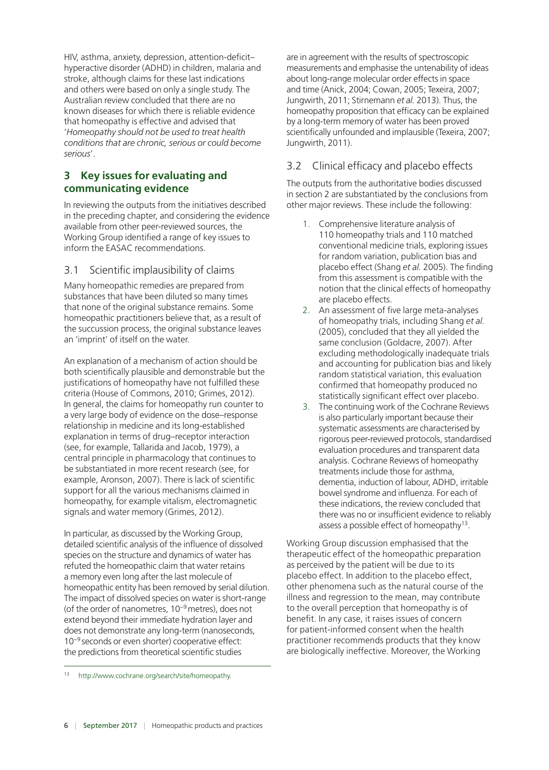HIV, asthma, anxiety, depression, attention-deficit–hyperactive disorder (ADHD) in children, malaria and stroke, although claims for these last indications and others were based on only a single study. The Australian review concluded that there are no known diseases for which there is reliable evidence that homeopathy is effective and advised that '*Homeopathy should not be used to treat health conditions that are chronic, serious or could become serious*'.

## 3 Key issues for evaluating and communicating evidence

In reviewing the outputs from the initiatives described in the preceding chapter, and considering the evidence available from other peer-reviewed sources, the Working Group identified a range of key issues to inform the EASAC recommendations.

### 3.1 Scientific implausibility of claims

Many homeopathic remedies are prepared from substances that have been diluted so many times that none of the original substance remains. Some homeopathic practitioners believe that, as a result of the succussion process, the original substance leaves an 'imprint' of itself on the water.

An explanation of a mechanism of action should be both scientifically plausible and demonstrable but the justifications of homeopathy have not fulfilled these criteria (House of Commons, 2010; Grimes, 2012). In general, the claims for homeopathy run counter to a very large body of evidence on the dose–response relationship in medicine and its long-established explanation in terms of drug–receptor interaction (see, for example, Tallarida and Jacob, 1979), a central principle in pharmacology that continues to be substantiated in more recent research (see, for example, Aronson, 2007). There is lack of scientific support for all the various mechanisms claimed in homeopathy, for example vitalism, electromagnetic signals and water memory (Grimes, 2012).

In particular, as discussed by the Working Group, detailed scientific analysis of the influence of dissolved species on the structure and dynamics of water has refuted the homeopathic claim that water retains a memory even long after the last molecule of homeopathic entity has been removed by serial dilution. The impact of dissolved species on water is short-range (of the order of nanometres, $10^{-9}$ metres), does not extend beyond their immediate hydration layer and does not demonstrate any long-term (nanoseconds, $10^{-9}$ seconds or even shorter) cooperative effect: the predictions from theoretical scientific studies are in agreement with the results of spectroscopic measurements and emphasise the untenability of ideas about long-range molecular order effects in space and time (Anick, 2004; Cowan, 2005; Texeira, 2007; Jungwirth, 2011; Stirnemann *et al.* 2013). Thus, the homeopathy proposition that efficacy can be explained by a long-term memory of water has been proved scientifically unfounded and implausible (Texeira, 2007; Jungwirth, 2011).

### 3.2 Clinical efficacy and placebo effects

The outputs from the authoritative bodies discussed in section 2 are substantiated by the conclusions from other major reviews. These include the following:

1. Comprehensive literature analysis of 110 homeopathy trials and 110 matched conventional medicine trials, exploring issues for random variation, publication bias and placebo effect (Shang *et al.* 2005). The finding from this assessment is compatible with the notion that the clinical effects of homeopathy are placebo effects.
2. An assessment of five large meta-analyses of homeopathy trials, including Shang *et al.* (2005), concluded that they all yielded the same conclusion (Goldacre, 2007). After excluding methodologically inadequate trials and accounting for publication bias and likely random statistical variation, this evaluation confirmed that homeopathy produced no statistically significant effect over placebo.
3. The continuing work of the Cochrane Reviews is also particularly important because their systematic assessments are characterised by rigorous peer-reviewed protocols, standardised evaluation procedures and transparent data analysis. Cochrane Reviews of homeopathy treatments include those for asthma, dementia, induction of labour, ADHD, irritable bowel syndrome and influenza. For each of these indications, the review concluded that there was no or insufficient evidence to reliably assess a possible effect of homeopathy[13].

Working Group discussion emphasised that the therapeutic effect of the homeopathic preparation as perceived by the patient will be due to its placebo effect. In addition to the placebo effect, other phenomena such as the natural course of the illness and regression to the mean, may contribute to the overall perception that homeopathy is of benefit. In any case, it raises issues of concern for patient-informed consent when the health practitioner recommends products that they know are biologically ineffective. Moreover, the Working

[13] http://www.cochrane.org/search/site/homeopathy.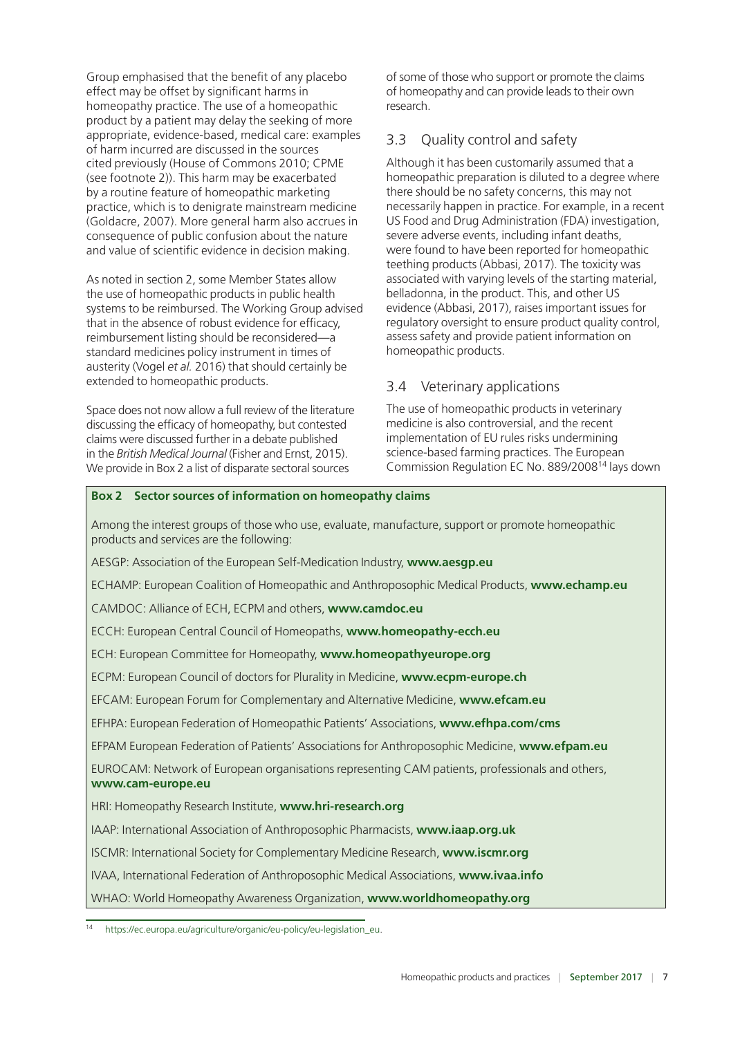Group emphasised that the benefit of any placebo effect may be offset by significant harms in homeopathy practice. The use of a homeopathic product by a patient may delay the seeking of more appropriate, evidence-based, medical care: examples of harm incurred are discussed in the sources cited previously (House of Commons 2010; CPME (see footnote 2)). This harm may be exacerbated by a routine feature of homeopathic marketing practice, which is to denigrate mainstream medicine (Goldacre, 2007). More general harm also accrues in consequence of public confusion about the nature and value of scientific evidence in decision making.

As noted in section 2, some Member States allow the use of homeopathic products in public health systems to be reimbursed. The Working Group advised that in the absence of robust evidence for efficacy, reimbursement listing should be reconsidered—a standard medicines policy instrument in times of austerity (Vogel *et al.* 2016) that should certainly be extended to homeopathic products.

Space does not now allow a full review of the literature discussing the efficacy of homeopathy, but contested claims were discussed further in a debate published in the *British Medical Journal* (Fisher and Ernst, 2015). We provide in Box 2 a list of disparate sectoral sources of some of those who support or promote the claims of homeopathy and can provide leads to their own research.

## 3.3 Quality control and safety

Although it has been customarily assumed that a homeopathic preparation is diluted to a degree where there should be no safety concerns, this may not necessarily happen in practice. For example, in a recent US Food and Drug Administration (FDA) investigation, severe adverse events, including infant deaths, were found to have been reported for homeopathic teething products (Abbasi, 2017). The toxicity was associated with varying levels of the starting material, belladonna, in the product. This, and other US evidence (Abbasi, 2017), raises important issues for regulatory oversight to ensure product quality control, assess safety and provide patient information on homeopathic products.

## 3.4 Veterinary applications

The use of homeopathic products in veterinary medicine is also controversial, and the recent implementation of EU rules risks undermining science-based farming practices. The European Commission Regulation EC No. 889/2008[14] lays down

**Box 2 Sector sources of information on homeopathy claims**

Among the interest groups of those who use, evaluate, manufacture, support or promote homeopathic products and services are the following:

AESGP: Association of the European Self-Medication Industry, **www.aesgp.eu**

ECHAMP: European Coalition of Homeopathic and Anthroposophic Medical Products, **www.echamp.eu**

CAMDOC: Alliance of ECH, ECPM and others, **www.camdoc.eu**

ECCH: European Central Council of Homeopaths, **www.homeopathy-ecch.eu**

ECH: European Committee for Homeopathy, **www.homeopathyeurope.org**

ECPM: European Council of doctors for Plurality in Medicine, **www.ecpm-europe.ch**

EFCAM: European Forum for Complementary and Alternative Medicine, **www.efcam.eu**

EFHPA: European Federation of Homeopathic Patients' Associations, **www.efhpa.com/cms**

EFPAM European Federation of Patients' Associations for Anthroposophic Medicine, **www.efpam.eu**

EUROCAM: Network of European organisations representing CAM patients, professionals and others, **www.cam-europe.eu**

HRI: Homeopathy Research Institute, **www.hri-research.org**

IAAP: International Association of Anthroposophic Pharmacists, **www.iaap.org.uk**

ISCMR: International Society for Complementary Medicine Research, **www.iscmr.org**

IVAA, International Federation of Anthroposophic Medical Associations, **www.ivaa.info**

WHAO: World Homeopathy Awareness Organization, **www.worldhomeopathy.org**

[14] https://ec.europa.eu/agriculture/organic/eu-policy/eu-legislation_eu.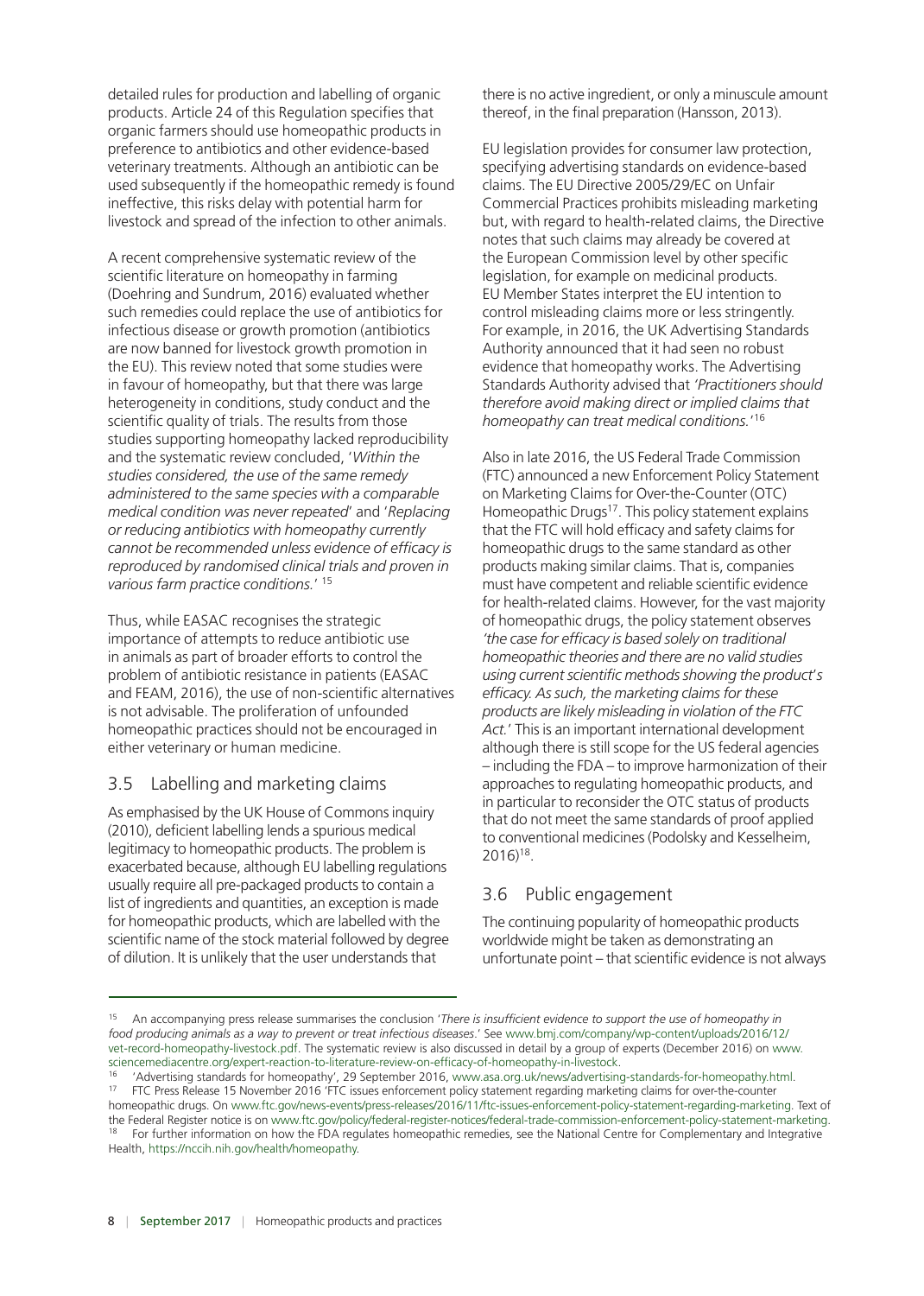detailed rules for production and labelling of organic products. Article 24 of this Regulation specifies that organic farmers should use homeopathic products in preference to antibiotics and other evidence-based veterinary treatments. Although an antibiotic can be used subsequently if the homeopathic remedy is found ineffective, this risks delay with potential harm for livestock and spread of the infection to other animals.

A recent comprehensive systematic review of the scientific literature on homeopathy in farming (Doehring and Sundrum, 2016) evaluated whether such remedies could replace the use of antibiotics for infectious disease or growth promotion (antibiotics are now banned for livestock growth promotion in the EU). This review noted that some studies were in favour of homeopathy, but that there was large heterogeneity in conditions, study conduct and the scientific quality of trials. The results from those studies supporting homeopathy lacked reproducibility and the systematic review concluded, '*Within the studies considered, the use of the same remedy administered to the same species with a comparable medical condition was never repeated*' and '*Replacing or reducing antibiotics with homeopathy currently cannot be recommended unless evidence of efficacy is reproduced by randomised clinical trials and proven in various farm practice conditions.*' [15]

Thus, while EASAC recognises the strategic importance of attempts to reduce antibiotic use in animals as part of broader efforts to control the problem of antibiotic resistance in patients (EASAC and FEAM, 2016), the use of non-scientific alternatives is not advisable. The proliferation of unfounded homeopathic practices should not be encouraged in either veterinary or human medicine.

## 3.5 Labelling and marketing claims

As emphasised by the UK House of Commons inquiry (2010), deficient labelling lends a spurious medical legitimacy to homeopathic products. The problem is exacerbated because, although EU labelling regulations usually require all pre-packaged products to contain a list of ingredients and quantities, an exception is made for homeopathic products, which are labelled with the scientific name of the stock material followed by degree of dilution. It is unlikely that the user understands that there is no active ingredient, or only a minuscule amount thereof, in the final preparation (Hansson, 2013).

EU legislation provides for consumer law protection, specifying advertising standards on evidence-based claims. The EU Directive 2005/29/EC on Unfair Commercial Practices prohibits misleading marketing but, with regard to health-related claims, the Directive notes that such claims may already be covered at the European Commission level by other specific legislation, for example on medicinal products. EU Member States interpret the EU intention to control misleading claims more or less stringently. For example, in 2016, the UK Advertising Standards Authority announced that it had seen no robust evidence that homeopathy works. The Advertising Standards Authority advised that *'Practitioners should therefore avoid making direct or implied claims that homeopathy can treat medical conditions.'*[16]

Also in late 2016, the US Federal Trade Commission (FTC) announced a new Enforcement Policy Statement on Marketing Claims for Over-the-Counter (OTC) Homeopathic Drugs[17]. This policy statement explains that the FTC will hold efficacy and safety claims for homeopathic drugs to the same standard as other products making similar claims. That is, companies must have competent and reliable scientific evidence for health-related claims. However, for the vast majority of homeopathic drugs, the policy statement observes *'the case for efficacy is based solely on traditional homeopathic theories and there are no valid studies using current scientific methods showing the product's efficacy. As such, the marketing claims for these products are likely misleading in violation of the FTC Act.'* This is an important international development although there is still scope for the US federal agencies – including the FDA – to improve harmonization of their approaches to regulating homeopathic products, and in particular to reconsider the OTC status of products that do not meet the same standards of proof applied to conventional medicines (Podolsky and Kesselheim, 2016)[18].

## 3.6 Public engagement

The continuing popularity of homeopathic products worldwide might be taken as demonstrating an unfortunate point – that scientific evidence is not always

---

[15] An accompanying press release summarises the conclusion '*There is insufficient evidence to support the use of homeopathy in food producing animals as a way to prevent or treat infectious diseases.*' See www.bmj.com/company/wp-content/uploads/2016/12/vet-record-homeopathy-livestock.pdf. The systematic review is also discussed in detail by a group of experts (December 2016) on www.sciencemediacentre.org/expert-reaction-to-literature-review-on-efficacy-of-homeopathy-in-livestock.

[16] 'Advertising standards for homeopathy', 29 September 2016, www.asa.org.uk/news/advertising-standards-for-homeopathy.html.

[17] FTC Press Release 15 November 2016 'FTC issues enforcement policy statement regarding marketing claims for over-the-counter homeopathic drugs. On www.ftc.gov/news-events/press-releases/2016/11/ftc-issues-enforcement-policy-statement-regarding-marketing. Text of the Federal Register notice is on www.ftc.gov/policy/federal-register-notices/federal-trade-commission-enforcement-policy-statement-marketing.

[18] For further information on how the FDA regulates homeopathic remedies, see the National Centre for Complementary and Integrative Health, https://nccih.nih.gov/health/homeopathy.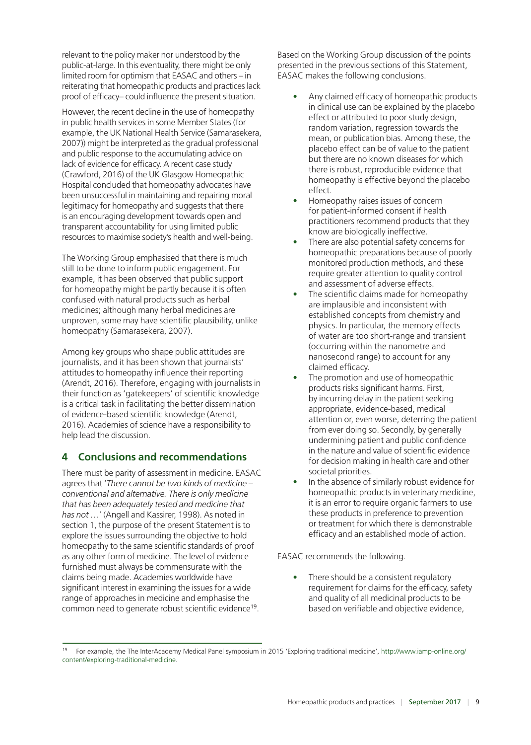relevant to the policy maker nor understood by the public-at-large. In this eventuality, there might be only limited room for optimism that EASAC and others – in reiterating that homeopathic products and practices lack proof of efficacy– could influence the present situation.

However, the recent decline in the use of homeopathy in public health services in some Member States (for example, the UK National Health Service (Samarasekera, 2007)) might be interpreted as the gradual professional and public response to the accumulating advice on lack of evidence for efficacy. A recent case study (Crawford, 2016) of the UK Glasgow Homeopathic Hospital concluded that homeopathy advocates have been unsuccessful in maintaining and repairing moral legitimacy for homeopathy and suggests that there is an encouraging development towards open and transparent accountability for using limited public resources to maximise society's health and well-being.

The Working Group emphasised that there is much still to be done to inform public engagement. For example, it has been observed that public support for homeopathy might be partly because it is often confused with natural products such as herbal medicines; although many herbal medicines are unproven, some may have scientific plausibility, unlike homeopathy (Samarasekera, 2007).

Among key groups who shape public attitudes are journalists, and it has been shown that journalists' attitudes to homeopathy influence their reporting (Arendt, 2016). Therefore, engaging with journalists in their function as 'gatekeepers' of scientific knowledge is a critical task in facilitating the better dissemination of evidence-based scientific knowledge (Arendt, 2016). Academies of science have a responsibility to help lead the discussion.

## 4 Conclusions and recommendations

There must be parity of assessment in medicine. EASAC agrees that '*There cannot be two kinds of medicine – conventional and alternative. There is only medicine that has been adequately tested and medicine that has not …*' (Angell and Kassirer, 1998). As noted in section 1, the purpose of the present Statement is to explore the issues surrounding the objective to hold homeopathy to the same scientific standards of proof as any other form of medicine. The level of evidence furnished must always be commensurate with the claims being made. Academies worldwide have significant interest in examining the issues for a wide range of approaches in medicine and emphasise the common need to generate robust scientific evidence[19].

Based on the Working Group discussion of the points presented in the previous sections of this Statement, EASAC makes the following conclusions.

- Any claimed efficacy of homeopathic products in clinical use can be explained by the placebo effect or attributed to poor study design, random variation, regression towards the mean, or publication bias. Among these, the placebo effect can be of value to the patient but there are no known diseases for which there is robust, reproducible evidence that homeopathy is effective beyond the placebo effect.
- Homeopathy raises issues of concern for patient-informed consent if health practitioners recommend products that they know are biologically ineffective.
- There are also potential safety concerns for homeopathic preparations because of poorly monitored production methods, and these require greater attention to quality control and assessment of adverse effects.
- The scientific claims made for homeopathy are implausible and inconsistent with established concepts from chemistry and physics. In particular, the memory effects of water are too short-range and transient (occurring within the nanometre and nanosecond range) to account for any claimed efficacy.
- The promotion and use of homeopathic products risks significant harms. First, by incurring delay in the patient seeking appropriate, evidence-based, medical attention or, even worse, deterring the patient from ever doing so. Secondly, by generally undermining patient and public confidence in the nature and value of scientific evidence for decision making in health care and other societal priorities.
- In the absence of similarly robust evidence for homeopathic products in veterinary medicine, it is an error to require organic farmers to use these products in preference to prevention or treatment for which there is demonstrable efficacy and an established mode of action.

EASAC recommends the following.

- There should be a consistent regulatory requirement for claims for the efficacy, safety and quality of all medicinal products to be based on verifiable and objective evidence,

[19] For example, the The InterAcademy Medical Panel symposium in 2015 'Exploring traditional medicine', http://www.iamp-online.org/content/exploring-traditional-medicine.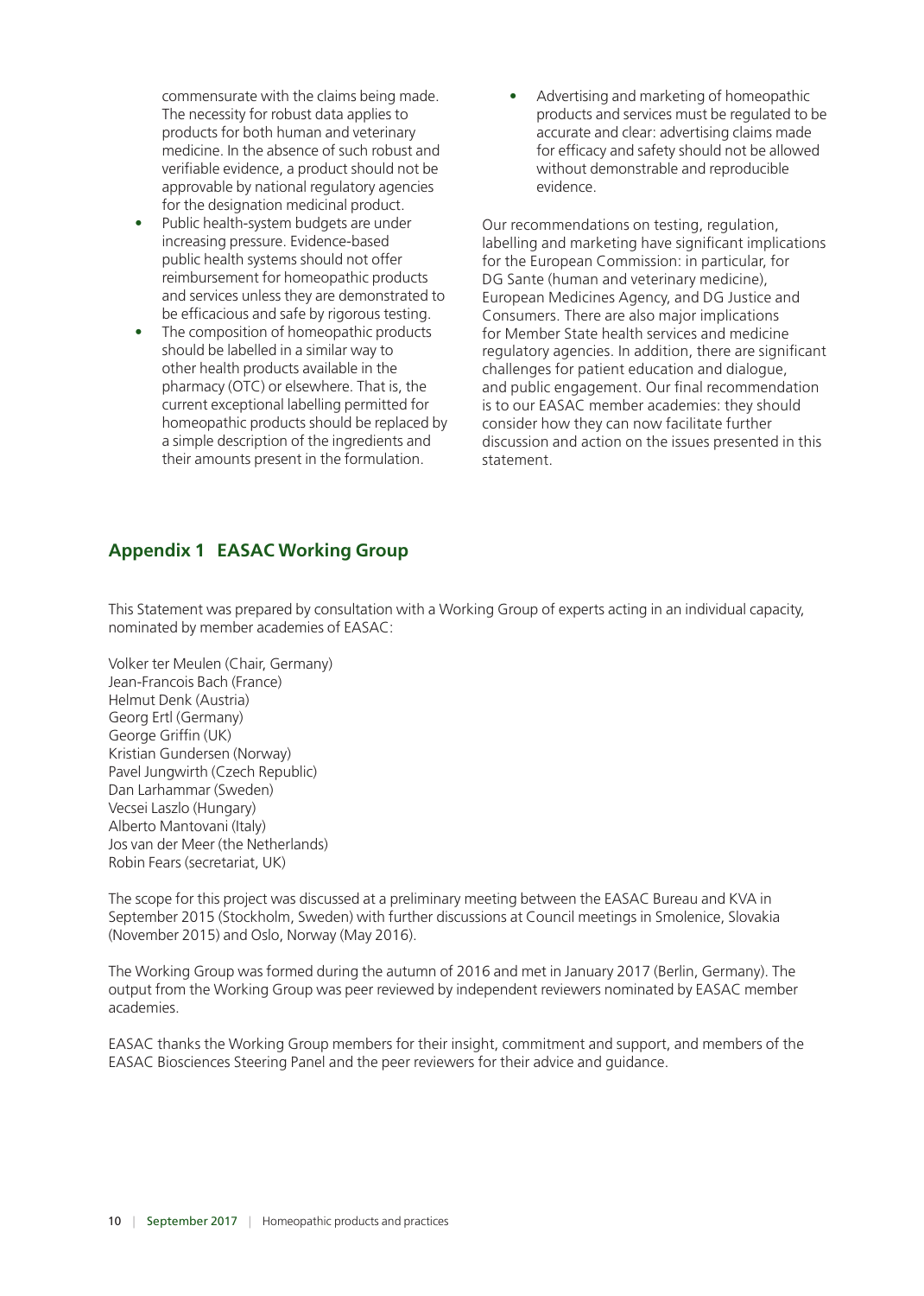commensurate with the claims being made. The necessity for robust data applies to products for both human and veterinary medicine. In the absence of such robust and verifiable evidence, a product should not be approvable by national regulatory agencies for the designation medicinal product.

- Public health-system budgets are under increasing pressure. Evidence-based public health systems should not offer reimbursement for homeopathic products and services unless they are demonstrated to be efficacious and safe by rigorous testing.
- The composition of homeopathic products should be labelled in a similar way to other health products available in the pharmacy (OTC) or elsewhere. That is, the current exceptional labelling permitted for homeopathic products should be replaced by a simple description of the ingredients and their amounts present in the formulation.
- Advertising and marketing of homeopathic products and services must be regulated to be accurate and clear: advertising claims made for efficacy and safety should not be allowed without demonstrable and reproducible evidence.

Our recommendations on testing, regulation, labelling and marketing have significant implications for the European Commission: in particular, for DG Sante (human and veterinary medicine), European Medicines Agency, and DG Justice and Consumers. There are also major implications for Member State health services and medicine regulatory agencies. In addition, there are significant challenges for patient education and dialogue, and public engagement. Our final recommendation is to our EASAC member academies: they should consider how they can now facilitate further discussion and action on the issues presented in this statement.

## Appendix 1 EASAC Working Group

This Statement was prepared by consultation with a Working Group of experts acting in an individual capacity, nominated by member academies of EASAC:

Volker ter Meulen (Chair, Germany)
Jean-Francois Bach (France)
Helmut Denk (Austria)
Georg Ertl (Germany)
George Griffin (UK)
Kristian Gundersen (Norway)
Pavel Jungwirth (Czech Republic)
Dan Larhammar (Sweden)
Vecsei Laszlo (Hungary)
Alberto Mantovani (Italy)
Jos van der Meer (the Netherlands)
Robin Fears (secretariat, UK)

The scope for this project was discussed at a preliminary meeting between the EASAC Bureau and KVA in September 2015 (Stockholm, Sweden) with further discussions at Council meetings in Smolenice, Slovakia (November 2015) and Oslo, Norway (May 2016).

The Working Group was formed during the autumn of 2016 and met in January 2017 (Berlin, Germany). The output from the Working Group was peer reviewed by independent reviewers nominated by EASAC member academies.

EASAC thanks the Working Group members for their insight, commitment and support, and members of the EASAC Biosciences Steering Panel and the peer reviewers for their advice and guidance.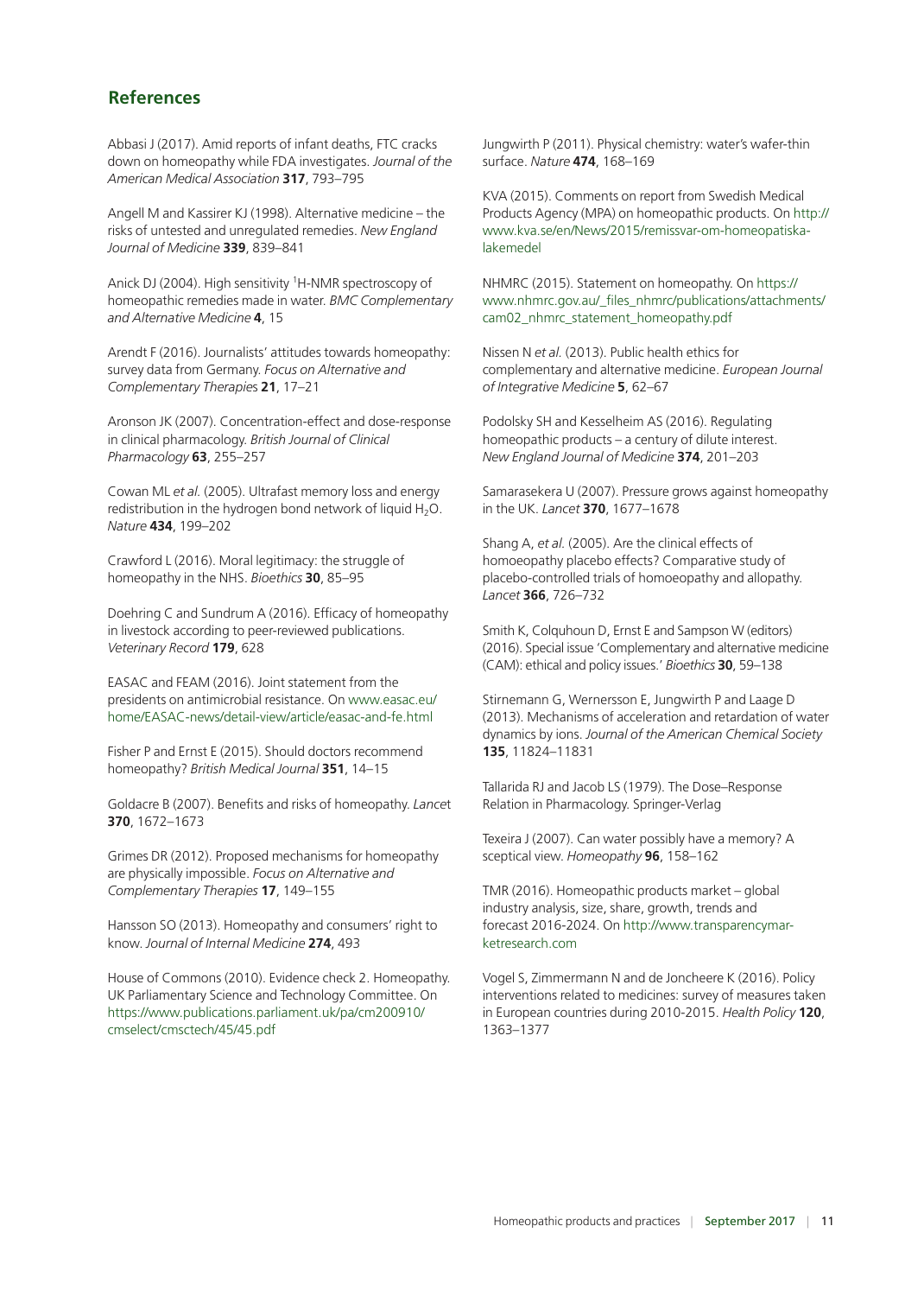## References

Abbasi J (2017). Amid reports of infant deaths, FTC cracks down on homeopathy while FDA investigates. *Journal of the American Medical Association* **317**, 793–795

Angell M and Kassirer KJ (1998). Alternative medicine – the risks of untested and unregulated remedies. *New England Journal of Medicine* **339**, 839–841

Anick DJ (2004). High sensitivity $^{1}$H-NMR spectroscopy of homeopathic remedies made in water. *BMC Complementary and Alternative Medicine* **4**, 15

Arendt F (2016). Journalists' attitudes towards homeopathy: survey data from Germany. *Focus on Alternative and Complementary Therapies* **21**, 17–21

Aronson JK (2007). Concentration-effect and dose-response in clinical pharmacology. *British Journal of Clinical Pharmacology* **63**, 255–257

Cowan ML *et al.* (2005). Ultrafast memory loss and energy redistribution in the hydrogen bond network of liquid $H_2O$. *Nature* **434**, 199–202

Crawford L (2016). Moral legitimacy: the struggle of homeopathy in the NHS. *Bioethics* **30**, 85–95

Doehring C and Sundrum A (2016). Efficacy of homeopathy in livestock according to peer-reviewed publications. *Veterinary Record* **179**, 628

EASAC and FEAM (2016). Joint statement from the presidents on antimicrobial resistance. On www.easac.eu/home/EASAC-news/detail-view/article/easac-and-fe.html

Fisher P and Ernst E (2015). Should doctors recommend homeopathy? *British Medical Journal* **351**, 14–15

Goldacre B (2007). Benefits and risks of homeopathy. *Lancet* **370**, 1672–1673

Grimes DR (2012). Proposed mechanisms for homeopathy are physically impossible. *Focus on Alternative and Complementary Therapies* **17**, 149–155

Hansson SO (2013). Homeopathy and consumers' right to know. *Journal of Internal Medicine* **274**, 493

House of Commons (2010). Evidence check 2. Homeopathy. UK Parliamentary Science and Technology Committee. On https://www.publications.parliament.uk/pa/cm200910/cmselect/cmsctech/45/45.pdf

Jungwirth P (2011). Physical chemistry: water's wafer-thin surface. *Nature* **474**, 168–169

KVA (2015). Comments on report from Swedish Medical Products Agency (MPA) on homeopathic products. On http://www.kva.se/en/News/2015/remissvar-om-homeopatiska-lakemedel

NHMRC (2015). Statement on homeopathy. On https://www.nhmrc.gov.au/_files_nhmrc/publications/attachments/cam02_nhmrc_statement_homeopathy.pdf

Nissen N *et al.* (2013). Public health ethics for complementary and alternative medicine. *European Journal of Integrative Medicine* **5**, 62–67

Podolsky SH and Kesselheim AS (2016). Regulating homeopathic products – a century of dilute interest. *New England Journal of Medicine* **374**, 201–203

Samarasekera U (2007). Pressure grows against homeopathy in the UK. *Lancet* **370**, 1677–1678

Shang A, *et al.* (2005). Are the clinical effects of homoeopathy placebo effects? Comparative study of placebo-controlled trials of homoeopathy and allopathy. *Lancet* **366**, 726–732

Smith K, Colquhoun D, Ernst E and Sampson W (editors) (2016). Special issue 'Complementary and alternative medicine (CAM): ethical and policy issues.' *Bioethics* **30**, 59–138

Stirnemann G, Wernersson E, Jungwirth P and Laage D (2013). Mechanisms of acceleration and retardation of water dynamics by ions. *Journal of the American Chemical Society* **135**, 11824–11831

Tallarida RJ and Jacob LS (1979). The Dose–Response Relation in Pharmacology. Springer-Verlag

Texeira J (2007). Can water possibly have a memory? A sceptical view. *Homeopathy* **96**, 158–162

TMR (2016). Homeopathic products market – global industry analysis, size, share, growth, trends and forecast 2016-2024. On http://www.transparencymarketresearch.com

Vogel S, Zimmermann N and de Joncheere K (2016). Policy interventions related to medicines: survey of measures taken in European countries during 2010-2015. *Health Policy* **120**, 1363–1377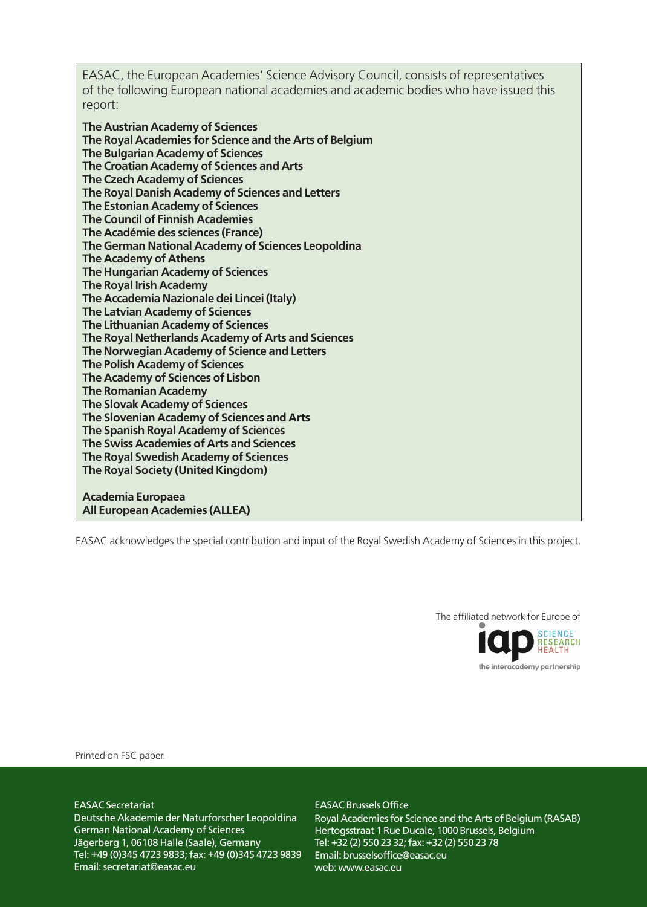EASAC, the European Academies' Science Advisory Council, consists of representatives of the following European national academies and academic bodies who have issued this report:

**The Austrian Academy of Sciences**
**The Royal Academies for Science and the Arts of Belgium**
**The Bulgarian Academy of Sciences**
**The Croatian Academy of Sciences and Arts**
**The Czech Academy of Sciences**
**The Royal Danish Academy of Sciences and Letters**
**The Estonian Academy of Sciences**
**The Council of Finnish Academies**
**The Académie des sciences (France)**
**The German National Academy of Sciences Leopoldina**
**The Academy of Athens**
**The Hungarian Academy of Sciences**
**The Royal Irish Academy**
**The Accademia Nazionale dei Lincei (Italy)**
**The Latvian Academy of Sciences**
**The Lithuanian Academy of Sciences**
**The Royal Netherlands Academy of Arts and Sciences**
**The Norwegian Academy of Science and Letters**
**The Polish Academy of Sciences**
**The Academy of Sciences of Lisbon**
**The Romanian Academy**
**The Slovak Academy of Sciences**
**The Slovenian Academy of Sciences and Arts**
**The Spanish Royal Academy of Sciences**
**The Swiss Academies of Arts and Sciences**
**The Royal Swedish Academy of Sciences**
**The Royal Society (United Kingdom)**

**Academia Europaea**
**All European Academies (ALLEA)**

EASAC acknowledges the special contribution and input of the Royal Swedish Academy of Sciences in this project.

The affiliated network for Europe of

iap SCIENCE RESEARCH HEALTH
the interacademy partnership

Printed on FSC paper.

EASAC Secretariat
Deutsche Akademie der Naturforscher Leopoldina
German National Academy of Sciences
Jägerberg 1, 06108 Halle (Saale), Germany
Tel: +49 (0)345 4723 9833; fax: +49 (0)345 4723 9839
Email: secretariat@easac.eu

EASAC Brussels Office
Royal Academies for Science and the Arts of Belgium (RASAB)
Hertogsstraat 1 Rue Ducale, 1000 Brussels, Belgium
Tel: +32 (2) 550 23 32; fax: +32 (2) 550 23 78
Email: brusselsoffice@easac.eu
web: www.easac.eu